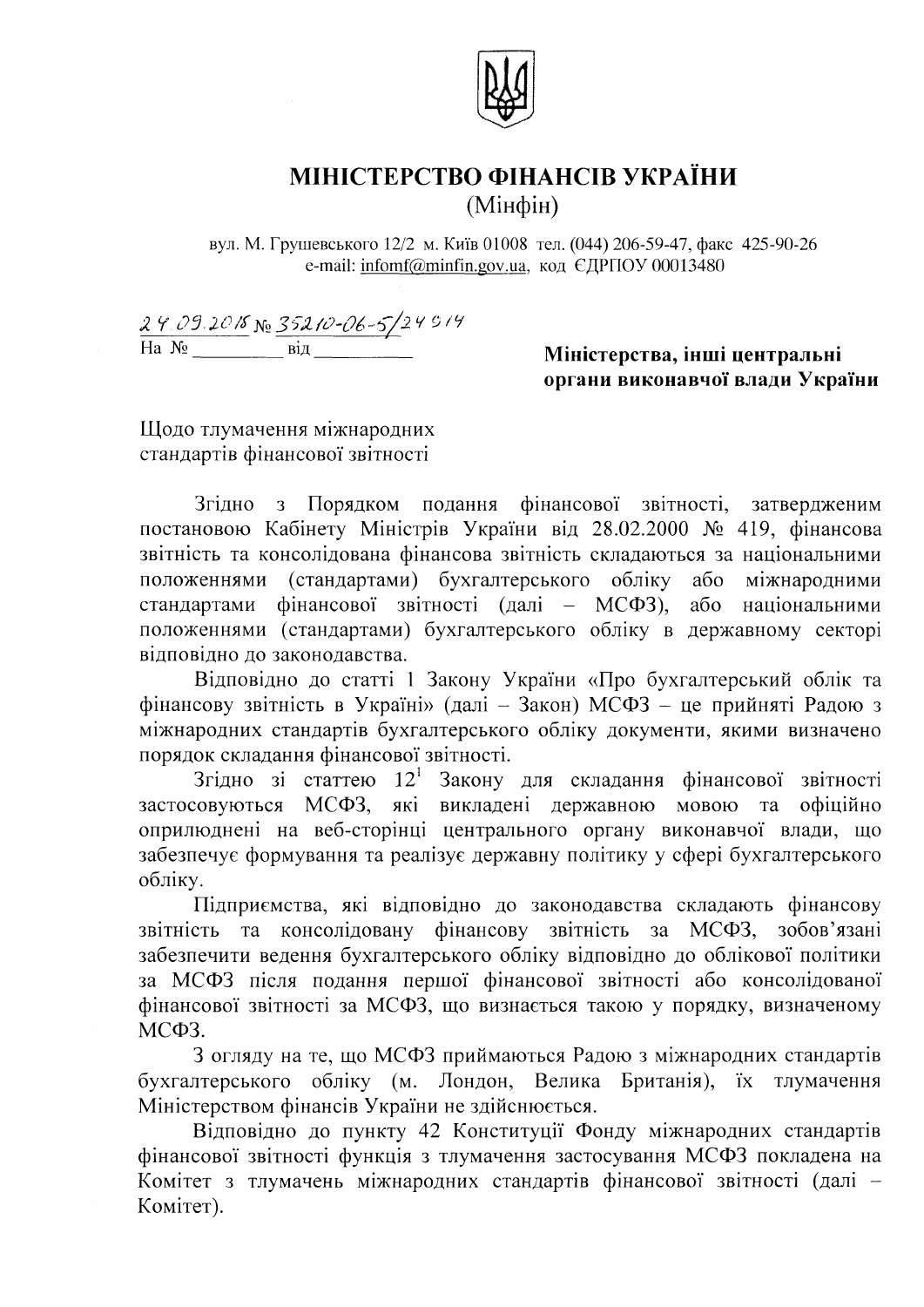# МІНІСТЕРСТВО ФІНАНСІВ УКРАЇНИ

(Мінфін)

вул. М. Грушевського 12/2 м. Київ 01008 тел. (044) 206-59-47, факс 425-90-26
e-mail: infomf@minfin.gov.ua, код ЄДРПОУ 00013480

24.09.2018 № 35210-06-5/24914
На № _________ від _________

**Міністерства, інші центральні органи виконавчої влади України**

Щодо тлумачення міжнародних стандартів фінансової звітності

Згідно з Порядком подання фінансової звітності, затвердженим постановою Кабінету Міністрів України від 28.02.2000 № 419, фінансова звітність та консолідована фінансова звітність складаються за національними положеннями (стандартами) бухгалтерського обліку або міжнародними стандартами фінансової звітності (далі – МСФЗ), або національними положеннями (стандартами) бухгалтерського обліку в державному секторі відповідно до законодавства.

Відповідно до статті 1 Закону України «Про бухгалтерський облік та фінансову звітність в Україні» (далі – Закон) МСФЗ – це прийняті Радою з міжнародних стандартів бухгалтерського обліку документи, якими визначено порядок складання фінансової звітності.

Згідно зі статтею 12[1] Закону для складання фінансової звітності застосовуються МСФЗ, які викладені державною мовою та офіційно оприлюднені на веб-сторінці центрального органу виконавчої влади, що забезпечує формування та реалізує державну політику у сфері бухгалтерського обліку.

Підприємства, які відповідно до законодавства складають фінансову звітність та консолідовану фінансову звітність за МСФЗ, зобов'язані забезпечити ведення бухгалтерського обліку відповідно до облікової політики за МСФЗ після подання першої фінансової звітності або консолідованої фінансової звітності за МСФЗ, що визнається такою у порядку, визначеному МСФЗ.

З огляду на те, що МСФЗ приймаються Радою з міжнародних стандартів бухгалтерського обліку (м. Лондон, Велика Британія), їх тлумачення Міністерством фінансів України не здійснюється.

Відповідно до пункту 42 Конституції Фонду міжнародних стандартів фінансової звітності функція з тлумачення застосування МСФЗ покладена на Комітет з тлумачень міжнародних стандартів фінансової звітності (далі – Комітет).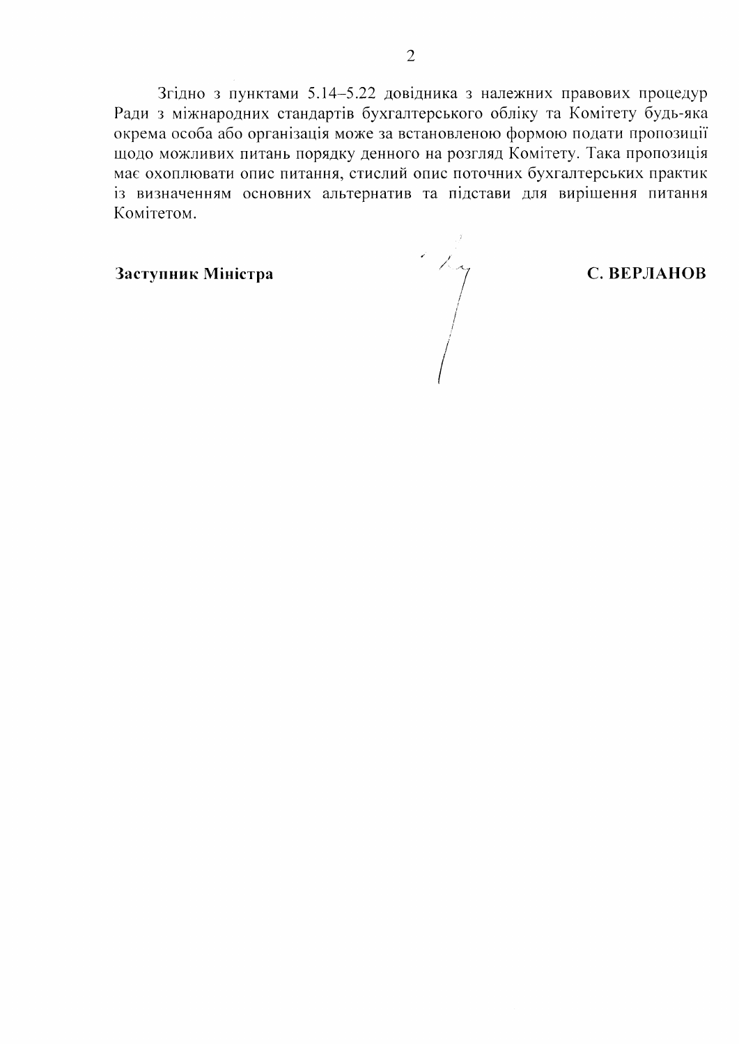Згідно з пунктами 5.14–5.22 довідника з належних правових процедур Ради з міжнародних стандартів бухгалтерського обліку та Комітету будь-яка окрема особа або організація може за встановленою формою подати пропозиції щодо можливих питань порядку денного на розгляд Комітету. Така пропозиція має охоплювати опис питання, стислий опис поточних бухгалтерських практик із визначенням основних альтернатив та підстави для вирішення питання Комітетом.

**Заступник Міністра** **С. ВЕРЛАНОВ**